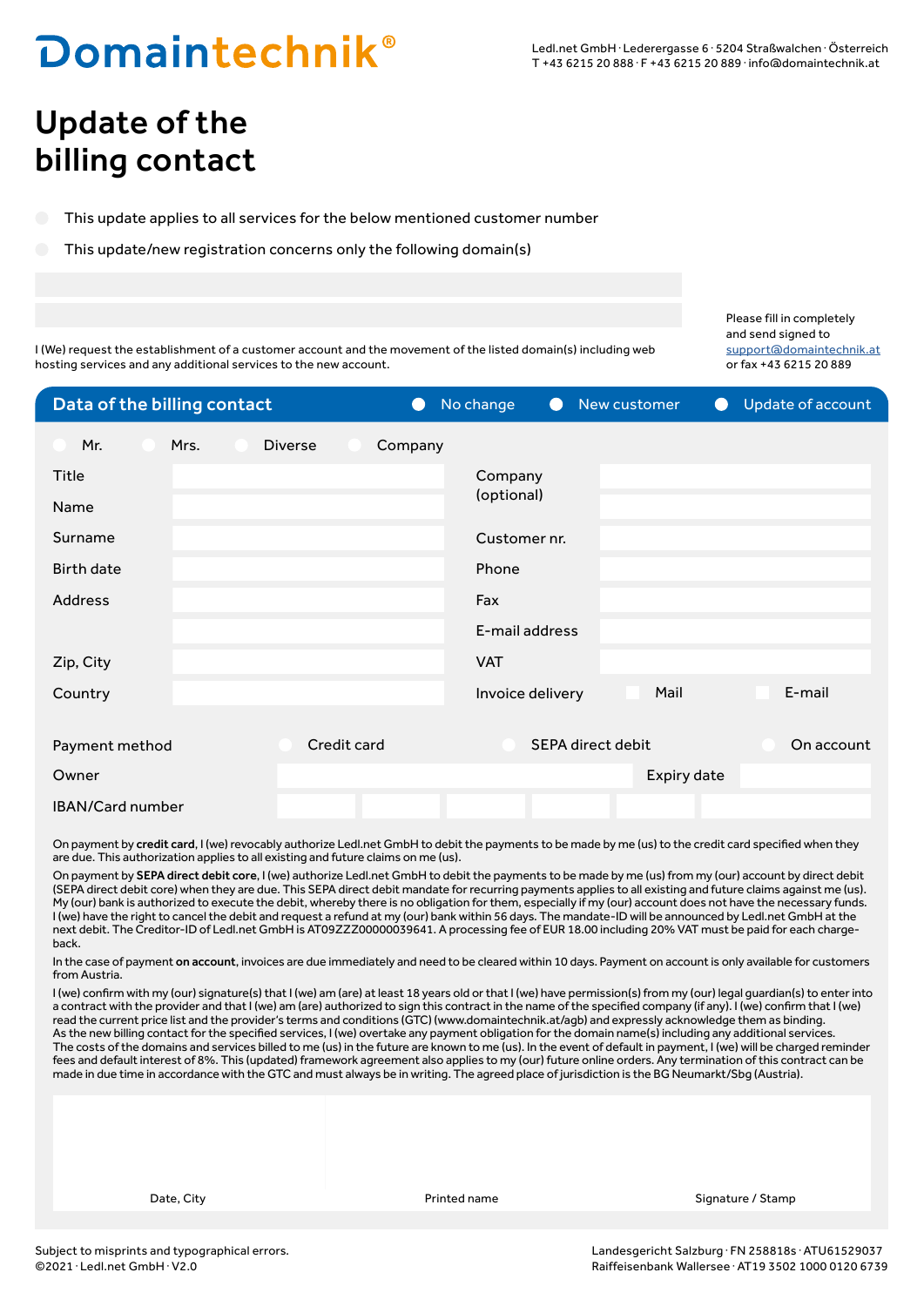# Domaintechnik®

Ledl.net GmbH · Ledergasse 6 · 5204 Straßwalchen · Österreich
T +43 6215 20 888 · F +43 6215 20 889 · info@domaintechnik.at

# Update of the billing contact

- ◯ This update applies to all services for the below mentioned customer number
- ◯ This update/new registration concerns only the following domain(s)

I (We) request the establishment of a customer account and the movement of the listed domain(s) including web hosting services and any additional services to the new account.

Please fill in completely and send signed to support@domaintechnik.at or fax +43 6215 20 889

## Data of the billing contact

◯ No change ◯ New customer ◯ Update of account

◯ Mr. ◯ Mrs. ◯ Diverse ◯ Company

| | | | |
|---|---|---|---|
| Title | | Company (optional) | |
| Name | | | |
| Surname | | Customer nr. | |
| Birth date | | Phone | |
| Address | | Fax | |
| | | E-mail address | |
| Zip, City | | VAT | |
| Country | | Invoice delivery | ☐ Mail ☐ E-mail |

Payment method ◯ Credit card ◯ SEPA direct debit ◯ On account

Owner | Expiry date

IBAN/Card number

On payment by **credit card**, I (we) revocably authorize Ledl.net GmbH to debit the payments to be made by me (us) to the credit card specified when they are due. This authorization applies to all existing and future claims on me (us).

On payment by **SEPA direct debit core**, I (we) authorize Ledl.net GmbH to debit the payments to be made by me (us) from my (our) account by direct debit (SEPA direct debit core) when they are due. This SEPA direct debit mandate for recurring payments applies to all existing and future claims against me (us). My (our) bank is authorized to execute the debit, whereby there is no obligation for them, especially if my (our) account does not have the necessary funds. I (we) have the right to cancel the debit and request a refund at my (our) bank within 56 days. The mandate-ID will be announced by Ledl.net GmbH at the next debit. The Creditor-ID of Ledl.net GmbH is AT09ZZZ00000039641. A processing fee of EUR 18.00 including 20% VAT must be paid for each charge-back.

In the case of payment **on account**, invoices are due immediately and need to be cleared within 10 days. Payment on account is only available for customers from Austria.

I (we) confirm with my (our) signature(s) that I (we) am (are) at least 18 years old or that I (we) have permission(s) from my (our) legal guardian(s) to enter into a contract with the provider and that I (we) am (are) authorized to sign this contract in the name of the specified company (if any). I (we) confirm that I (we) read the current price list and the provider's terms and conditions (GTC) (www.domaintechnik.at/agb) and expressly acknowledge them as binding.
As the new billing contact for the specified services, I (we) overtake any payment obligation for the domain name(s) including any additional services.
The costs of the domains and services billed to me (us) in the future are known to me (us). In the event of default in payment, I (we) will be charged reminder fees and default interest of 8%. This (updated) framework agreement also applies to my (our) future online orders. Any termination of this contract can be made in due time in accordance with the GTC and must always be in writing. The agreed place of jurisdiction is the BG Neumarkt/Sbg (Austria).

| Date, City | Printed name | Signature / Stamp |
|---|---|---|

Subject to misprints and typographical errors.
©2021 · Ledl.net GmbH · V2.0

Landesgericht Salzburg · FN 258818s · ATU61529037
Raiffeisenbank Wallersee · AT19 3502 1000 0120 6739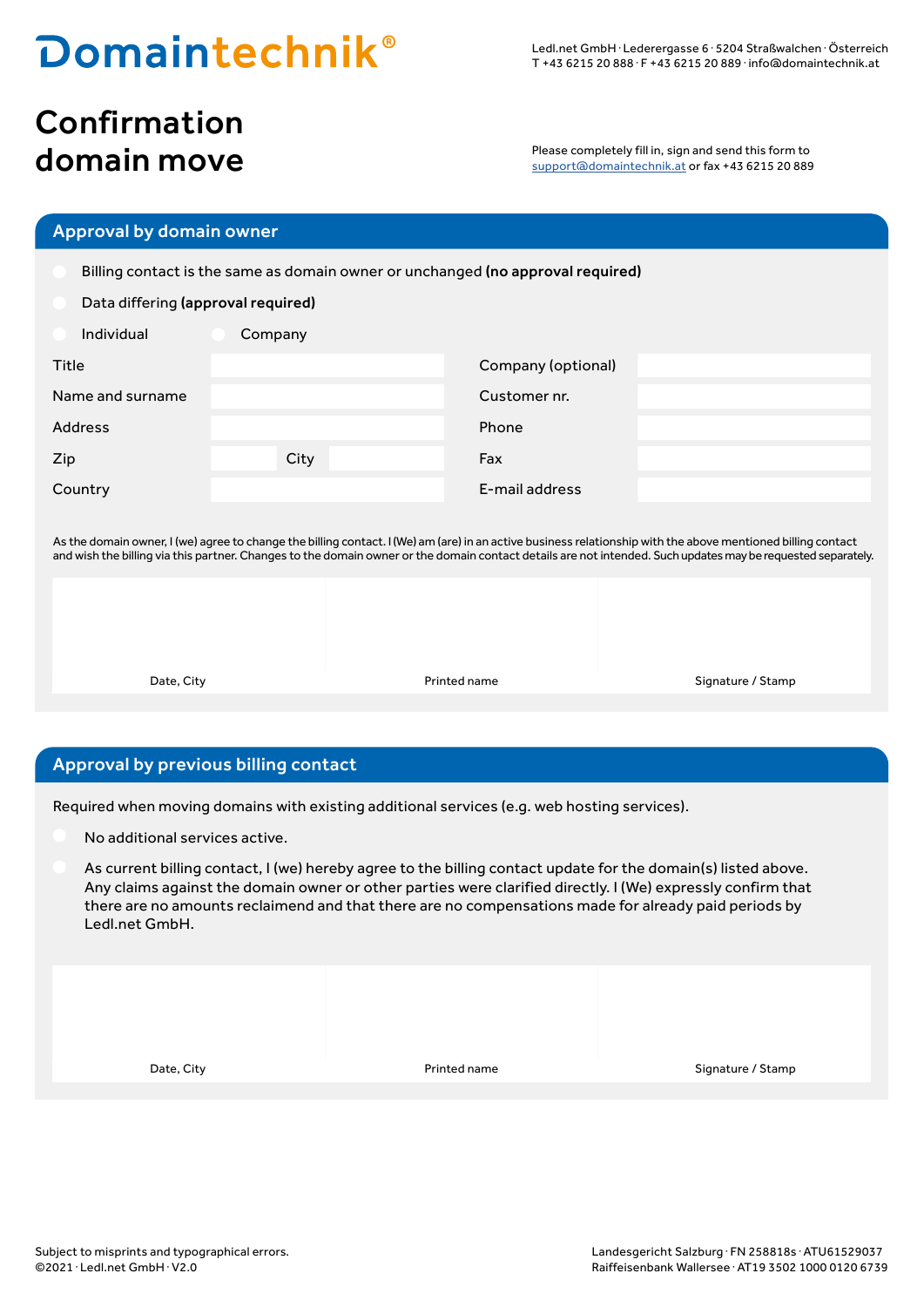# Domaintechnik®

Ledl.net GmbH · Lederergasse 6 · 5204 Straßwalchen · Österreich
T +43 6215 20 888 · F +43 6215 20 889 · info@domaintechnik.at

# Confirmation domain move

Please completely fill in, sign and send this form to support@domaintechnik.at or fax +43 6215 20 889

## Approval by domain owner

- Billing contact is the same as domain owner or unchanged **(no approval required)**
- Data differing **(approval required)**

- Individual
- Company

| | | | |
|---|---|---|---|
| Title | | Company (optional) | |
| Name and surname | | Customer nr. | |
| Address | | Phone | |
| Zip / City | | Fax | |
| Country | | E-mail address | |

As the domain owner, I (we) agree to change the billing contact. I (We) am (are) in an active business relationship with the above mentioned billing contact and wish the billing via this partner. Changes to the domain owner or the domain contact details are not intended. Such updates may be requested separately.

| | | |
|---|---|---|
| | | |
| Date, City | Printed name | Signature / Stamp |

## Approval by previous billing contact

Required when moving domains with existing additional services (e.g. web hosting services).

- No additional services active.
- As current billing contact, I (we) hereby agree to the billing contact update for the domain(s) listed above. Any claims against the domain owner or other parties were clarified directly. I (We) expressly confirm that there are no amounts reclaimend and that there are no compensations made for already paid periods by Ledl.net GmbH.

| | | |
|---|---|---|
| | | |
| Date, City | Printed name | Signature / Stamp |

Subject to misprints and typographical errors.
©2021 · Ledl.net GmbH · V2.0

Landesgericht Salzburg · FN 258818s · ATU61529037
Raiffeisenbank Wallersee · AT19 3502 1000 0120 6739